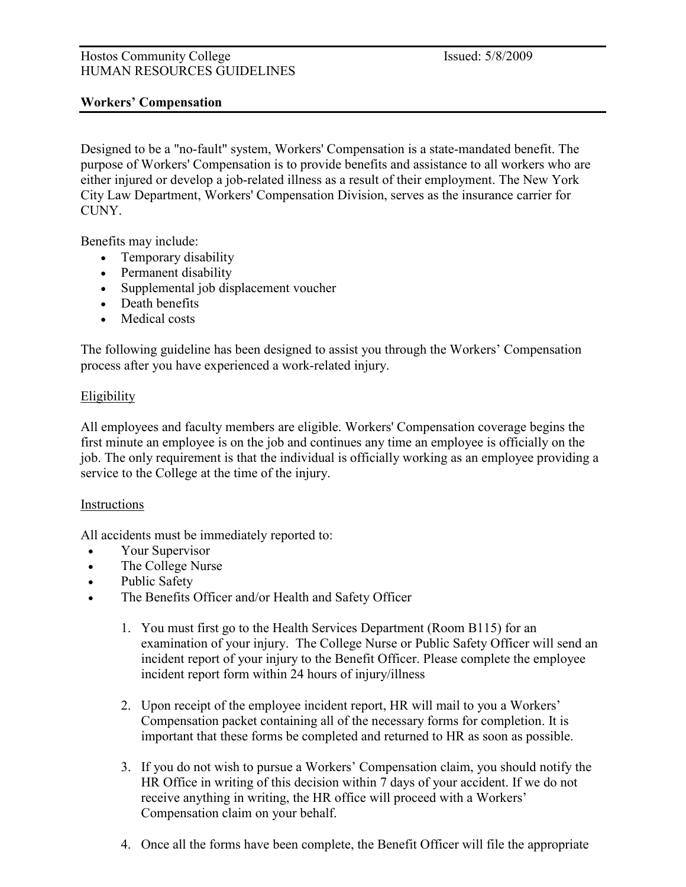Hostos Community College
HUMAN RESOURCES GUIDELINES

Issued: 5/8/2009

## Workers' Compensation

Designed to be a "no-fault" system, Workers' Compensation is a state-mandated benefit. The purpose of Workers' Compensation is to provide benefits and assistance to all workers who are either injured or develop a job-related illness as a result of their employment. The New York City Law Department, Workers' Compensation Division, serves as the insurance carrier for CUNY.

Benefits may include:

- Temporary disability
- Permanent disability
- Supplemental job displacement voucher
- Death benefits
- Medical costs

The following guideline has been designed to assist you through the Workers' Compensation process after you have experienced a work-related injury.

### Eligibility

All employees and faculty members are eligible. Workers' Compensation coverage begins the first minute an employee is on the job and continues any time an employee is officially on the job. The only requirement is that the individual is officially working as an employee providing a service to the College at the time of the injury.

### Instructions

All accidents must be immediately reported to:

- Your Supervisor
- The College Nurse
- Public Safety
- The Benefits Officer and/or Health and Safety Officer

1. You must first go to the Health Services Department (Room B115) for an examination of your injury. The College Nurse or Public Safety Officer will send an incident report of your injury to the Benefit Officer. Please complete the employee incident report form within 24 hours of injury/illness

2. Upon receipt of the employee incident report, HR will mail to you a Workers' Compensation packet containing all of the necessary forms for completion. It is important that these forms be completed and returned to HR as soon as possible.

3. If you do not wish to pursue a Workers' Compensation claim, you should notify the HR Office in writing of this decision within 7 days of your accident. If we do not receive anything in writing, the HR office will proceed with a Workers' Compensation claim on your behalf.

4. Once all the forms have been complete, the Benefit Officer will file the appropriate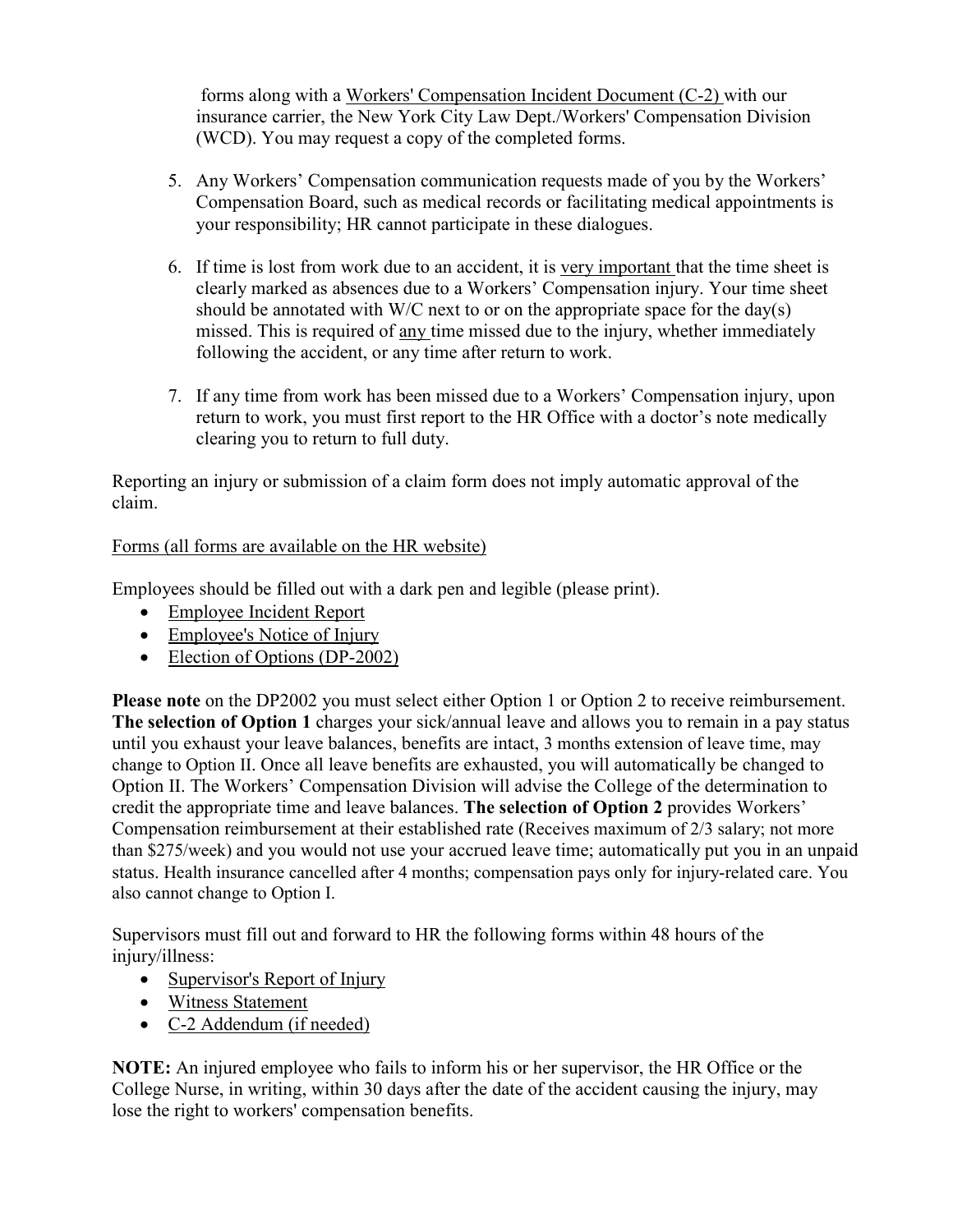forms along with a Workers' Compensation Incident Document (C-2) with our insurance carrier, the New York City Law Dept./Workers' Compensation Division (WCD). You may request a copy of the completed forms.

5. Any Workers' Compensation communication requests made of you by the Workers' Compensation Board, such as medical records or facilitating medical appointments is your responsibility; HR cannot participate in these dialogues.

6. If time is lost from work due to an accident, it is very important that the time sheet is clearly marked as absences due to a Workers' Compensation injury. Your time sheet should be annotated with W/C next to or on the appropriate space for the day(s) missed. This is required of any time missed due to the injury, whether immediately following the accident, or any time after return to work.

7. If any time from work has been missed due to a Workers' Compensation injury, upon return to work, you must first report to the HR Office with a doctor's note medically clearing you to return to full duty.

Reporting an injury or submission of a claim form does not imply automatic approval of the claim.

Forms (all forms are available on the HR website)

Employees should be filled out with a dark pen and legible (please print).

- Employee Incident Report
- Employee's Notice of Injury
- Election of Options (DP-2002)

**Please note** on the DP2002 you must select either Option 1 or Option 2 to receive reimbursement. **The selection of Option 1** charges your sick/annual leave and allows you to remain in a pay status until you exhaust your leave balances, benefits are intact, 3 months extension of leave time, may change to Option II. Once all leave benefits are exhausted, you will automatically be changed to Option II. The Workers' Compensation Division will advise the College of the determination to credit the appropriate time and leave balances. **The selection of Option 2** provides Workers' Compensation reimbursement at their established rate (Receives maximum of 2/3 salary; not more than $275/week) and you would not use your accrued leave time; automatically put you in an unpaid status. Health insurance cancelled after 4 months; compensation pays only for injury-related care. You also cannot change to Option I.

Supervisors must fill out and forward to HR the following forms within 48 hours of the injury/illness:

- Supervisor's Report of Injury
- Witness Statement
- C-2 Addendum (if needed)

**NOTE:** An injured employee who fails to inform his or her supervisor, the HR Office or the College Nurse, in writing, within 30 days after the date of the accident causing the injury, may lose the right to workers' compensation benefits.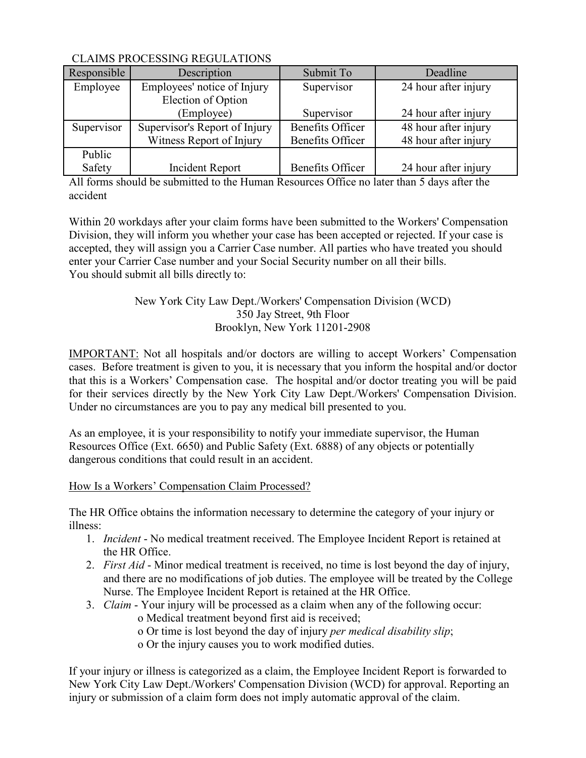CLAIMS PROCESSING REGULATIONS

| Responsible | Description | Submit To | Deadline |
|---|---|---|---|
| Employee | Employees' notice of Injury<br>Election of Option (Employee) | Supervisor<br>Supervisor | 24 hour after injury<br>24 hour after injury |
| Supervisor | Supervisor's Report of Injury<br>Witness Report of Injury | Benefits Officer<br>Benefits Officer | 48 hour after injury<br>48 hour after injury |
| Public Safety | Incident Report | Benefits Officer | 24 hour after injury |

All forms should be submitted to the Human Resources Office no later than 5 days after the accident

Within 20 workdays after your claim forms have been submitted to the Workers' Compensation Division, they will inform you whether your case has been accepted or rejected. If your case is accepted, they will assign you a Carrier Case number. All parties who have treated you should enter your Carrier Case number and your Social Security number on all their bills.
You should submit all bills directly to:

New York City Law Dept./Workers' Compensation Division (WCD)
350 Jay Street, 9th Floor
Brooklyn, New York 11201-2908

IMPORTANT: Not all hospitals and/or doctors are willing to accept Workers' Compensation cases. Before treatment is given to you, it is necessary that you inform the hospital and/or doctor that this is a Workers' Compensation case. The hospital and/or doctor treating you will be paid for their services directly by the New York City Law Dept./Workers' Compensation Division. Under no circumstances are you to pay any medical bill presented to you.

As an employee, it is your responsibility to notify your immediate supervisor, the Human Resources Office (Ext. 6650) and Public Safety (Ext. 6888) of any objects or potentially dangerous conditions that could result in an accident.

How Is a Workers' Compensation Claim Processed?

The HR Office obtains the information necessary to determine the category of your injury or illness:

1. *Incident* - No medical treatment received. The Employee Incident Report is retained at the HR Office.
2. *First Aid* - Minor medical treatment is received, no time is lost beyond the day of injury, and there are no modifications of job duties. The employee will be treated by the College Nurse. The Employee Incident Report is retained at the HR Office.
3. *Claim* - Your injury will be processed as a claim when any of the following occur:
   - Medical treatment beyond first aid is received;
   - Or time is lost beyond the day of injury *per medical disability slip*;
   - Or the injury causes you to work modified duties.

If your injury or illness is categorized as a claim, the Employee Incident Report is forwarded to New York City Law Dept./Workers' Compensation Division (WCD) for approval. Reporting an injury or submission of a claim form does not imply automatic approval of the claim.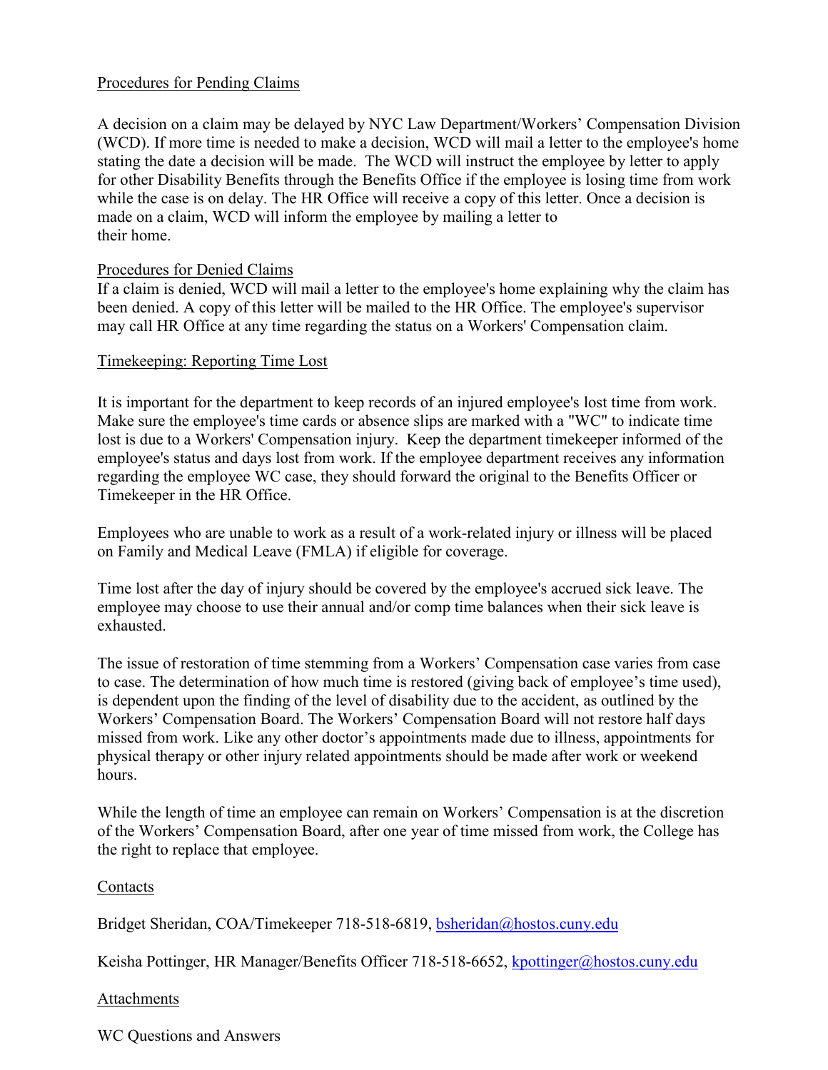Procedures for Pending Claims

A decision on a claim may be delayed by NYC Law Department/Workers' Compensation Division (WCD). If more time is needed to make a decision, WCD will mail a letter to the employee's home stating the date a decision will be made. The WCD will instruct the employee by letter to apply for other Disability Benefits through the Benefits Office if the employee is losing time from work while the case is on delay. The HR Office will receive a copy of this letter. Once a decision is made on a claim, WCD will inform the employee by mailing a letter to their home.

Procedures for Denied Claims

If a claim is denied, WCD will mail a letter to the employee's home explaining why the claim has been denied. A copy of this letter will be mailed to the HR Office. The employee's supervisor may call HR Office at any time regarding the status on a Workers' Compensation claim.

Timekeeping: Reporting Time Lost

It is important for the department to keep records of an injured employee's lost time from work. Make sure the employee's time cards or absence slips are marked with a "WC" to indicate time lost is due to a Workers' Compensation injury. Keep the department timekeeper informed of the employee's status and days lost from work. If the employee department receives any information regarding the employee WC case, they should forward the original to the Benefits Officer or Timekeeper in the HR Office.

Employees who are unable to work as a result of a work-related injury or illness will be placed on Family and Medical Leave (FMLA) if eligible for coverage.

Time lost after the day of injury should be covered by the employee's accrued sick leave. The employee may choose to use their annual and/or comp time balances when their sick leave is exhausted.

The issue of restoration of time stemming from a Workers' Compensation case varies from case to case. The determination of how much time is restored (giving back of employee's time used), is dependent upon the finding of the level of disability due to the accident, as outlined by the Workers' Compensation Board. The Workers' Compensation Board will not restore half days missed from work. Like any other doctor's appointments made due to illness, appointments for physical therapy or other injury related appointments should be made after work or weekend hours.

While the length of time an employee can remain on Workers' Compensation is at the discretion of the Workers' Compensation Board, after one year of time missed from work, the College has the right to replace that employee.

Contacts

Bridget Sheridan, COA/Timekeeper 718-518-6819, bsheridan@hostos.cuny.edu

Keisha Pottinger, HR Manager/Benefits Officer 718-518-6652, kpottinger@hostos.cuny.edu

Attachments

WC Questions and Answers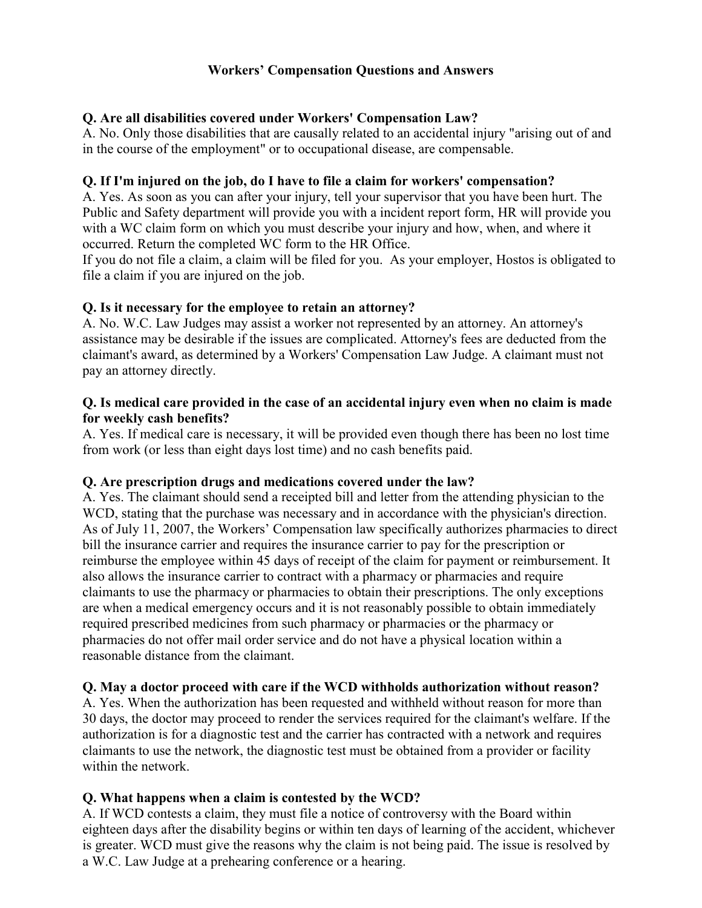## Workers' Compensation Questions and Answers

**Q. Are all disabilities covered under Workers' Compensation Law?**
A. No. Only those disabilities that are causally related to an accidental injury "arising out of and in the course of the employment" or to occupational disease, are compensable.

**Q. If I'm injured on the job, do I have to file a claim for workers' compensation?**
A. Yes. As soon as you can after your injury, tell your supervisor that you have been hurt. The Public and Safety department will provide you with a incident report form, HR will provide you with a WC claim form on which you must describe your injury and how, when, and where it occurred. Return the completed WC form to the HR Office.
If you do not file a claim, a claim will be filed for you. As your employer, Hostos is obligated to file a claim if you are injured on the job.

**Q. Is it necessary for the employee to retain an attorney?**
A. No. W.C. Law Judges may assist a worker not represented by an attorney. An attorney's assistance may be desirable if the issues are complicated. Attorney's fees are deducted from the claimant's award, as determined by a Workers' Compensation Law Judge. A claimant must not pay an attorney directly.

**Q. Is medical care provided in the case of an accidental injury even when no claim is made for weekly cash benefits?**
A. Yes. If medical care is necessary, it will be provided even though there has been no lost time from work (or less than eight days lost time) and no cash benefits paid.

**Q. Are prescription drugs and medications covered under the law?**
A. Yes. The claimant should send a receipted bill and letter from the attending physician to the WCD, stating that the purchase was necessary and in accordance with the physician's direction. As of July 11, 2007, the Workers' Compensation law specifically authorizes pharmacies to direct bill the insurance carrier and requires the insurance carrier to pay for the prescription or reimburse the employee within 45 days of receipt of the claim for payment or reimbursement. It also allows the insurance carrier to contract with a pharmacy or pharmacies and require claimants to use the pharmacy or pharmacies to obtain their prescriptions. The only exceptions are when a medical emergency occurs and it is not reasonably possible to obtain immediately required prescribed medicines from such pharmacy or pharmacies or the pharmacy or pharmacies do not offer mail order service and do not have a physical location within a reasonable distance from the claimant.

**Q. May a doctor proceed with care if the WCD withholds authorization without reason?**
A. Yes. When the authorization has been requested and withheld without reason for more than 30 days, the doctor may proceed to render the services required for the claimant's welfare. If the authorization is for a diagnostic test and the carrier has contracted with a network and requires claimants to use the network, the diagnostic test must be obtained from a provider or facility within the network.

**Q. What happens when a claim is contested by the WCD?**
A. If WCD contests a claim, they must file a notice of controversy with the Board within eighteen days after the disability begins or within ten days of learning of the accident, whichever is greater. WCD must give the reasons why the claim is not being paid. The issue is resolved by a W.C. Law Judge at a prehearing conference or a hearing.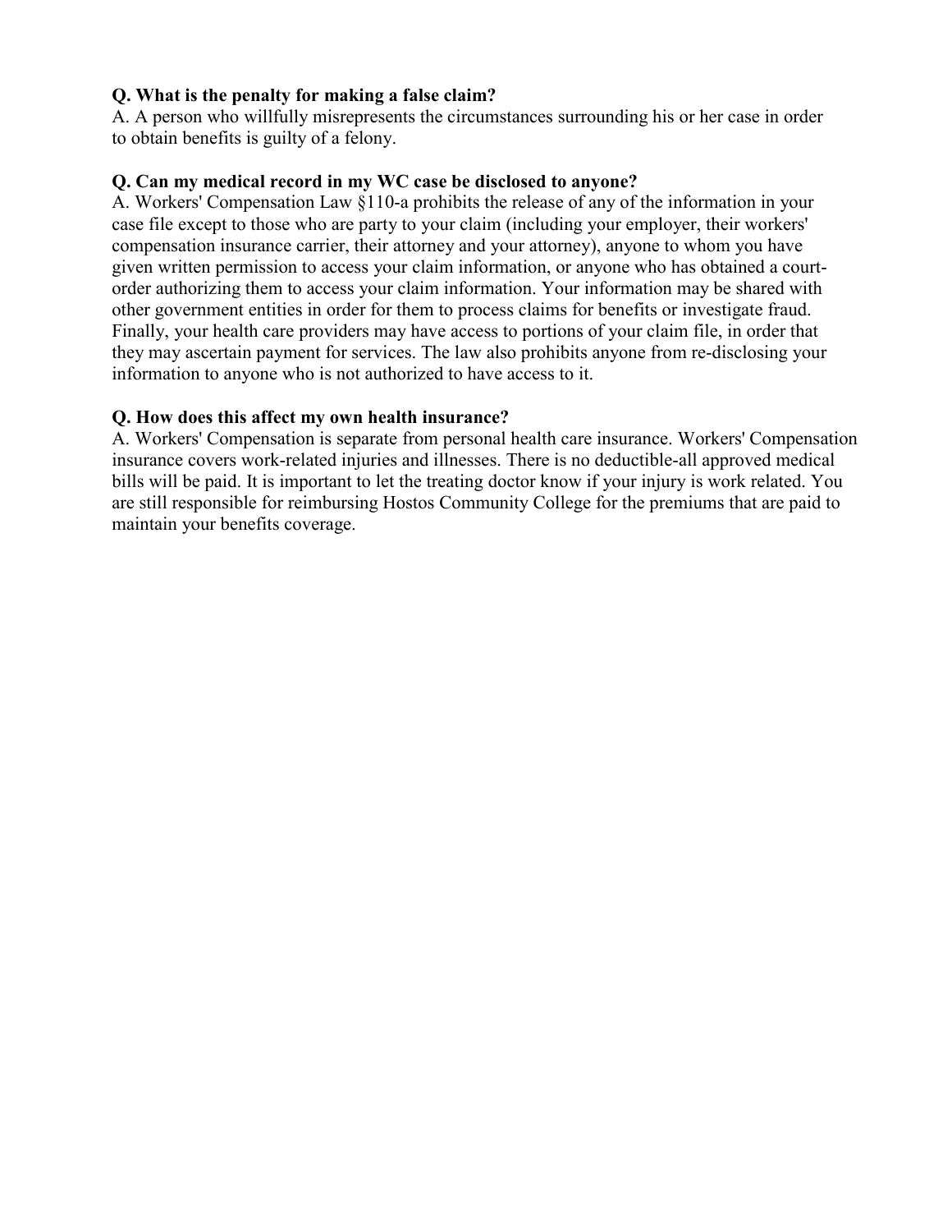**Q. What is the penalty for making a false claim?**
A. A person who willfully misrepresents the circumstances surrounding his or her case in order to obtain benefits is guilty of a felony.

**Q. Can my medical record in my WC case be disclosed to anyone?**
A. Workers' Compensation Law §110-a prohibits the release of any of the information in your case file except to those who are party to your claim (including your employer, their workers' compensation insurance carrier, their attorney and your attorney), anyone to whom you have given written permission to access your claim information, or anyone who has obtained a court-order authorizing them to access your claim information. Your information may be shared with other government entities in order for them to process claims for benefits or investigate fraud. Finally, your health care providers may have access to portions of your claim file, in order that they may ascertain payment for services. The law also prohibits anyone from re-disclosing your information to anyone who is not authorized to have access to it.

**Q. How does this affect my own health insurance?**
A. Workers' Compensation is separate from personal health care insurance. Workers' Compensation insurance covers work-related injuries and illnesses. There is no deductible-all approved medical bills will be paid. It is important to let the treating doctor know if your injury is work related. You are still responsible for reimbursing Hostos Community College for the premiums that are paid to maintain your benefits coverage.